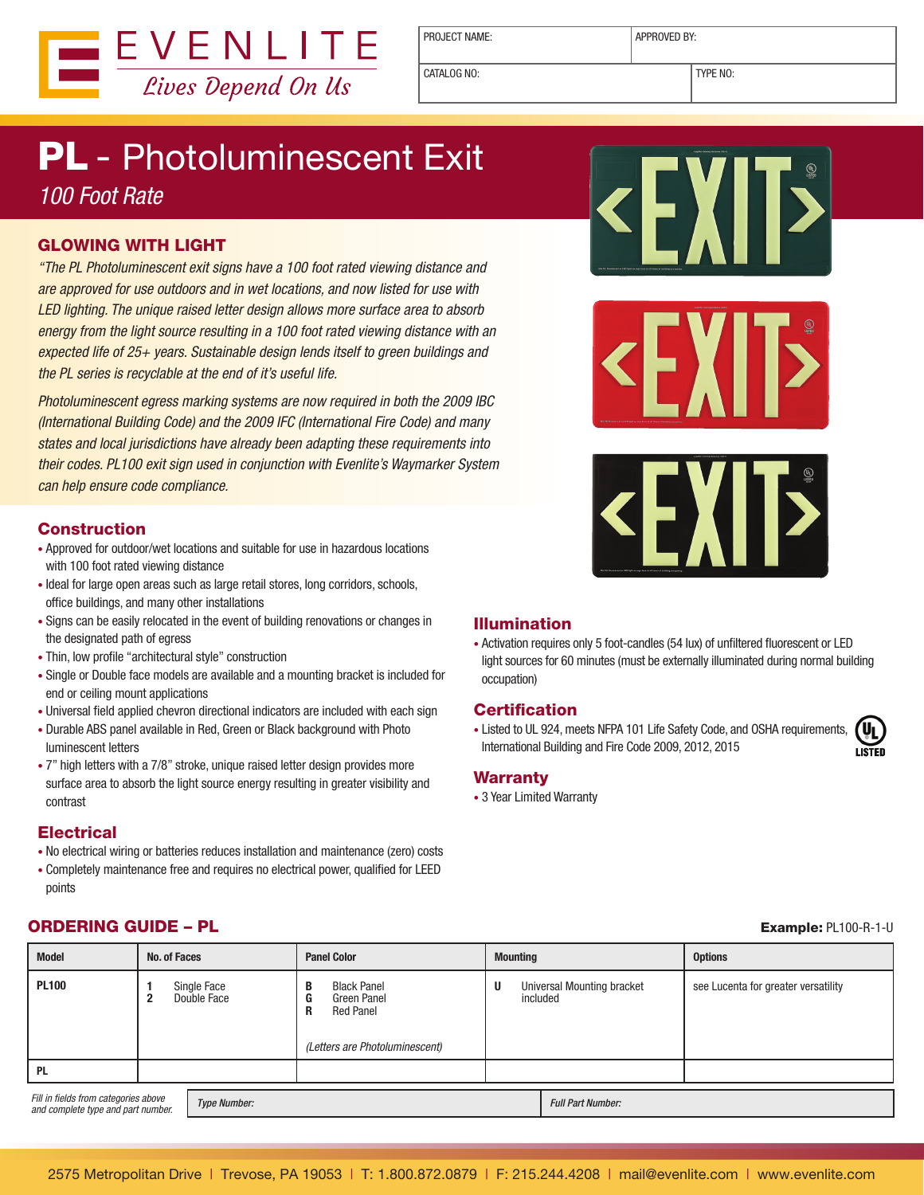EVENLITE
*Lives Depend On Us*

| PROJECT NAME: | APPROVED BY: |
|---|---|
| CATALOG NO: | TYPE NO: |

# PL - Photoluminescent Exit

*100 Foot Rate*

## GLOWING WITH LIGHT

*"The PL Photoluminescent exit signs have a 100 foot rated viewing distance and are approved for use outdoors and in wet locations, and now listed for use with LED lighting. The unique raised letter design allows more surface area to absorb energy from the light source resulting in a 100 foot rated viewing distance with an expected life of 25+ years. Sustainable design lends itself to green buildings and the PL series is recyclable at the end of it's useful life.*

*Photoluminescent egress marking systems are now required in both the 2009 IBC (International Building Code) and the 2009 IFC (International Fire Code) and many states and local jurisdictions have already been adapting these requirements into their codes. PL100 exit sign used in conjunction with Evenlite's Waymarker System can help ensure code compliance.*

## Construction

- Approved for outdoor/wet locations and suitable for use in hazardous locations with 100 foot rated viewing distance
- Ideal for large open areas such as large retail stores, long corridors, schools, office buildings, and many other installations
- Signs can be easily relocated in the event of building renovations or changes in the designated path of egress
- Thin, low profile "architectural style" construction
- Single or Double face models are available and a mounting bracket is included for end or ceiling mount applications
- Universal field applied chevron directional indicators are included with each sign
- Durable ABS panel available in Red, Green or Black background with Photo luminescent letters
- 7" high letters with a 7/8" stroke, unique raised letter design provides more surface area to absorb the light source energy resulting in greater visibility and contrast

## Electrical

- No electrical wiring or batteries reduces installation and maintenance (zero) costs
- Completely maintenance free and requires no electrical power, qualified for LEED points

## Illumination

- Activation requires only 5 foot-candles (54 lux) of unfiltered fluorescent or LED light sources for 60 minutes (must be externally illuminated during normal building occupation)

## Certification

- Listed to UL 924, meets NFPA 101 Life Safety Code, and OSHA requirements, International Building and Fire Code 2009, 2012, 2015

## Warranty

- 3 Year Limited Warranty

## ORDERING GUIDE – PL

**Example:** PL100-R-1-U

| Model | No. of Faces | Panel Color | Mounting | Options |
|---|---|---|---|---|
| **PL100** | **1** Single Face<br>**2** Double Face | **B** Black Panel<br>**G** Green Panel<br>**R** Red Panel<br><br>*(Letters are Photoluminescent)* | **U** Universal Mounting bracket included | see Lucenta for greater versatility |
| **PL** | | | | |

*Fill in fields from categories above and complete type and part number.*

| *Type Number:* | *Full Part Number:* |
|---|---|
| | |

2575 Metropolitan Drive | Trevose, PA 19053 | T: 1.800.872.0879 | F: 215.244.4208 | mail@evenlite.com | www.evenlite.com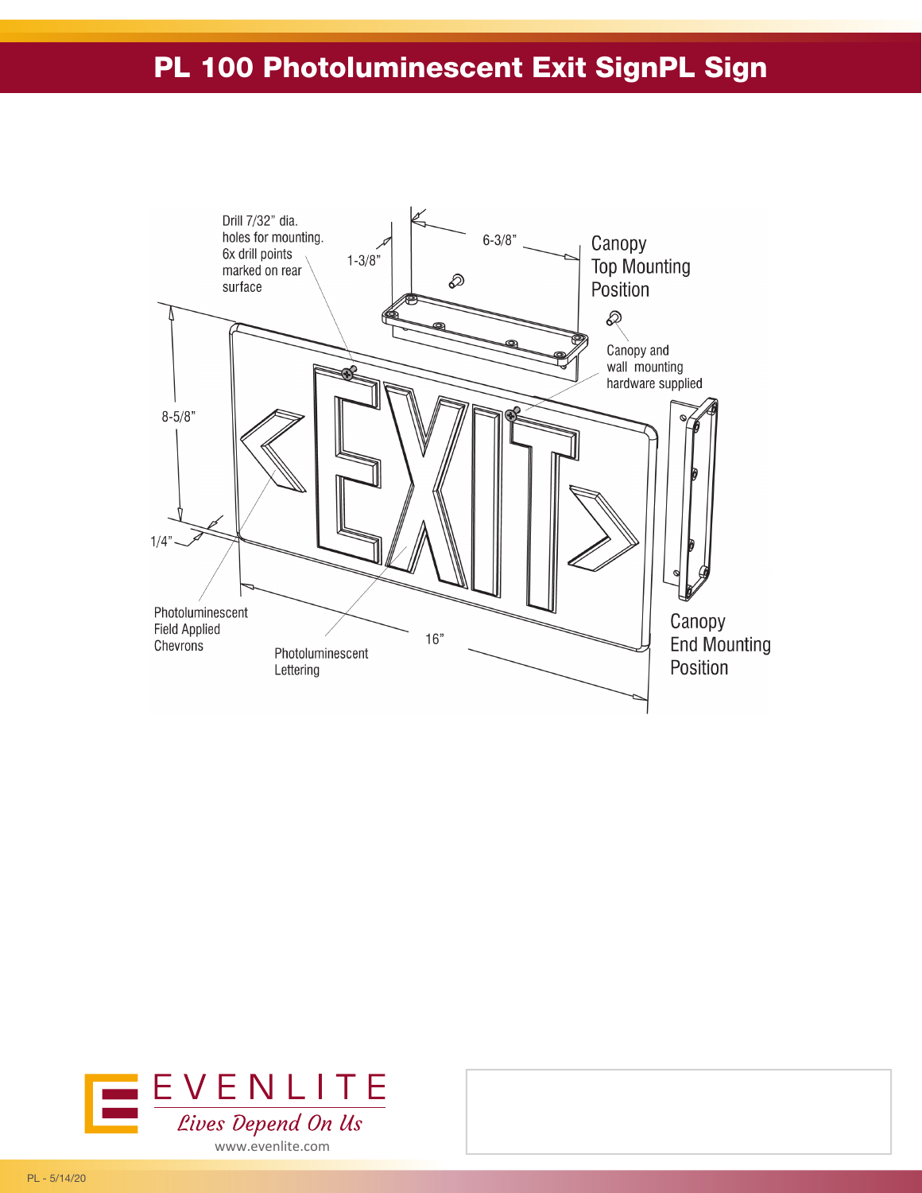# PL 100 Photoluminescent Exit SignPL Sign

Drill 7/32" dia. holes for mounting. 6x drill points marked on rear surface

1-3/8"

6-3/8"

Canopy Top Mounting Position

Canopy and wall mounting hardware supplied

8-5/8"

1/4"

Photoluminescent Field Applied Chevrons

Photoluminescent Lettering

16"

Canopy End Mounting Position

EVENLITE

Lives Depend On Us

www.evenlite.com

PL - 5/14/20